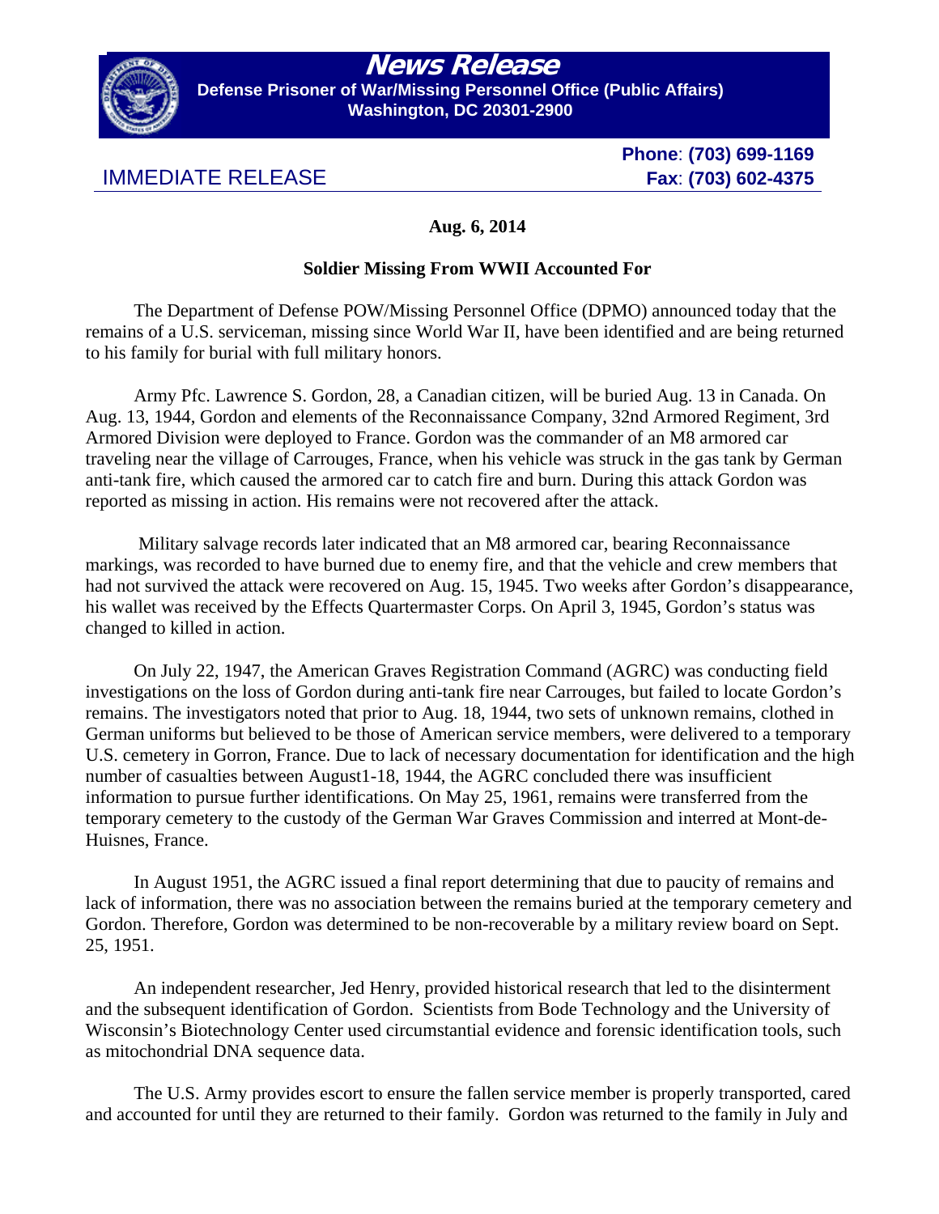# News Release

**Defense Prisoner of War/Missing Personnel Office (Public Affairs)**
**Washington, DC 20301-2900**

IMMEDIATE RELEASE

**Phone**: **(703) 699-1169**
**Fax**: **(703) 602-4375**

**Aug. 6, 2014**

**Soldier Missing From WWII Accounted For**

The Department of Defense POW/Missing Personnel Office (DPMO) announced today that the remains of a U.S. serviceman, missing since World War II, have been identified and are being returned to his family for burial with full military honors.

Army Pfc. Lawrence S. Gordon, 28, a Canadian citizen, will be buried Aug. 13 in Canada. On Aug. 13, 1944, Gordon and elements of the Reconnaissance Company, 32nd Armored Regiment, 3rd Armored Division were deployed to France. Gordon was the commander of an M8 armored car traveling near the village of Carrouges, France, when his vehicle was struck in the gas tank by German anti-tank fire, which caused the armored car to catch fire and burn. During this attack Gordon was reported as missing in action. His remains were not recovered after the attack.

Military salvage records later indicated that an M8 armored car, bearing Reconnaissance markings, was recorded to have burned due to enemy fire, and that the vehicle and crew members that had not survived the attack were recovered on Aug. 15, 1945. Two weeks after Gordon's disappearance, his wallet was received by the Effects Quartermaster Corps. On April 3, 1945, Gordon's status was changed to killed in action.

On July 22, 1947, the American Graves Registration Command (AGRC) was conducting field investigations on the loss of Gordon during anti-tank fire near Carrouges, but failed to locate Gordon's remains. The investigators noted that prior to Aug. 18, 1944, two sets of unknown remains, clothed in German uniforms but believed to be those of American service members, were delivered to a temporary U.S. cemetery in Gorron, France. Due to lack of necessary documentation for identification and the high number of casualties between August1-18, 1944, the AGRC concluded there was insufficient information to pursue further identifications. On May 25, 1961, remains were transferred from the temporary cemetery to the custody of the German War Graves Commission and interred at Mont-de-Huisnes, France.

In August 1951, the AGRC issued a final report determining that due to paucity of remains and lack of information, there was no association between the remains buried at the temporary cemetery and Gordon. Therefore, Gordon was determined to be non-recoverable by a military review board on Sept. 25, 1951.

An independent researcher, Jed Henry, provided historical research that led to the disinterment and the subsequent identification of Gordon. Scientists from Bode Technology and the University of Wisconsin's Biotechnology Center used circumstantial evidence and forensic identification tools, such as mitochondrial DNA sequence data.

The U.S. Army provides escort to ensure the fallen service member is properly transported, cared and accounted for until they are returned to their family. Gordon was returned to the family in July and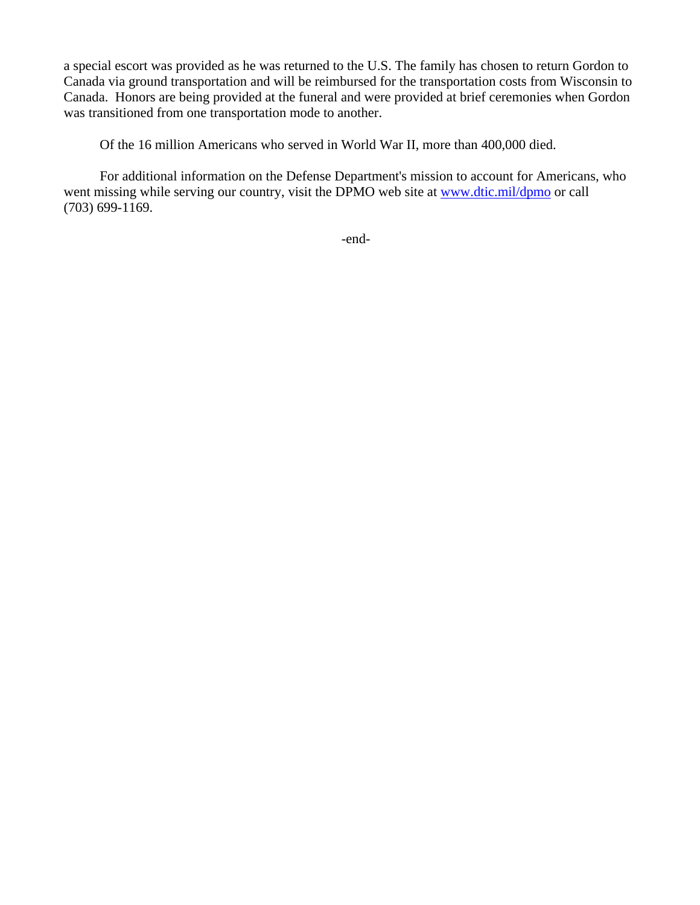a special escort was provided as he was returned to the U.S. The family has chosen to return Gordon to Canada via ground transportation and will be reimbursed for the transportation costs from Wisconsin to Canada. Honors are being provided at the funeral and were provided at brief ceremonies when Gordon was transitioned from one transportation mode to another.

Of the 16 million Americans who served in World War II, more than 400,000 died.

For additional information on the Defense Department's mission to account for Americans, who went missing while serving our country, visit the DPMO web site at www.dtic.mil/dpmo or call (703) 699-1169.

-end-